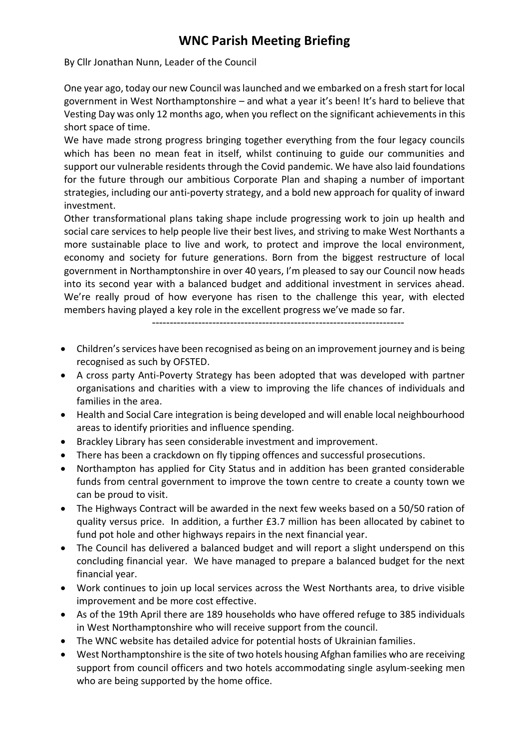# WNC Parish Meeting Briefing

By Cllr Jonathan Nunn, Leader of the Council

One year ago, today our new Council was launched and we embarked on a fresh start for local government in West Northamptonshire – and what a year it's been! It's hard to believe that Vesting Day was only 12 months ago, when you reflect on the significant achievements in this short space of time.

We have made strong progress bringing together everything from the four legacy councils which has been no mean feat in itself, whilst continuing to guide our communities and support our vulnerable residents through the Covid pandemic. We have also laid foundations for the future through our ambitious Corporate Plan and shaping a number of important strategies, including our anti-poverty strategy, and a bold new approach for quality of inward investment.

Other transformational plans taking shape include progressing work to join up health and social care services to help people live their best lives, and striving to make West Northants a more sustainable place to live and work, to protect and improve the local environment, economy and society for future generations. Born from the biggest restructure of local government in Northamptonshire in over 40 years, I'm pleased to say our Council now heads into its second year with a balanced budget and additional investment in services ahead. We're really proud of how everyone has risen to the challenge this year, with elected members having played a key role in the excellent progress we've made so far.

---

- Children's services have been recognised as being on an improvement journey and is being recognised as such by OFSTED.
- A cross party Anti-Poverty Strategy has been adopted that was developed with partner organisations and charities with a view to improving the life chances of individuals and families in the area.
- Health and Social Care integration is being developed and will enable local neighbourhood areas to identify priorities and influence spending.
- Brackley Library has seen considerable investment and improvement.
- There has been a crackdown on fly tipping offences and successful prosecutions.
- Northampton has applied for City Status and in addition has been granted considerable funds from central government to improve the town centre to create a county town we can be proud to visit.
- The Highways Contract will be awarded in the next few weeks based on a 50/50 ration of quality versus price. In addition, a further £3.7 million has been allocated by cabinet to fund pot hole and other highways repairs in the next financial year.
- The Council has delivered a balanced budget and will report a slight underspend on this concluding financial year. We have managed to prepare a balanced budget for the next financial year.
- Work continues to join up local services across the West Northants area, to drive visible improvement and be more cost effective.
- As of the 19th April there are 189 households who have offered refuge to 385 individuals in West Northamptonshire who will receive support from the council.
- The WNC website has detailed advice for potential hosts of Ukrainian families.
- West Northamptonshire is the site of two hotels housing Afghan families who are receiving support from council officers and two hotels accommodating single asylum-seeking men who are being supported by the home office.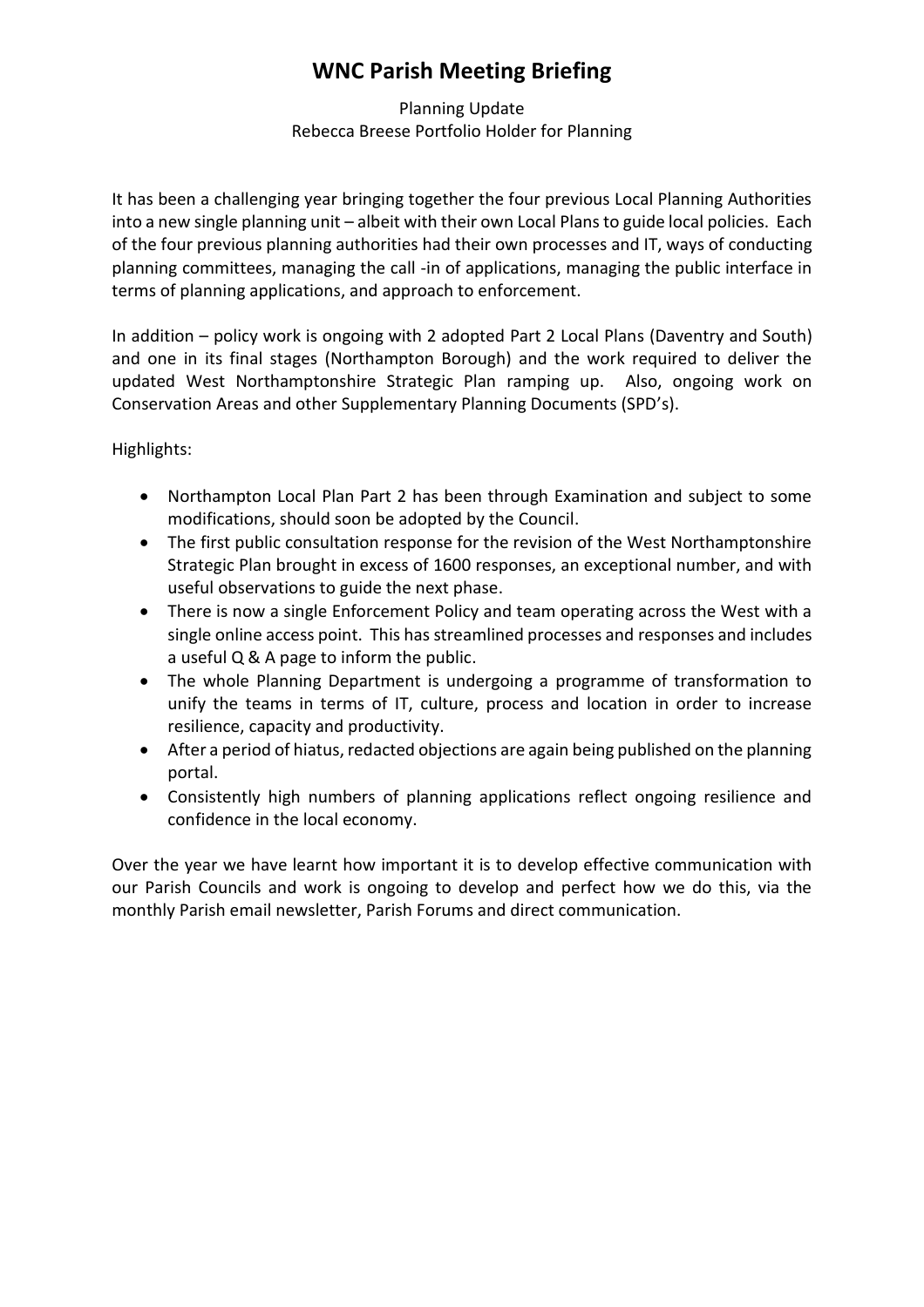# WNC Parish Meeting Briefing

Planning Update
Rebecca Breese Portfolio Holder for Planning

It has been a challenging year bringing together the four previous Local Planning Authorities into a new single planning unit – albeit with their own Local Plans to guide local policies. Each of the four previous planning authorities had their own processes and IT, ways of conducting planning committees, managing the call -in of applications, managing the public interface in terms of planning applications, and approach to enforcement.

In addition – policy work is ongoing with 2 adopted Part 2 Local Plans (Daventry and South) and one in its final stages (Northampton Borough) and the work required to deliver the updated West Northamptonshire Strategic Plan ramping up. Also, ongoing work on Conservation Areas and other Supplementary Planning Documents (SPD's).

Highlights:

- Northampton Local Plan Part 2 has been through Examination and subject to some modifications, should soon be adopted by the Council.
- The first public consultation response for the revision of the West Northamptonshire Strategic Plan brought in excess of 1600 responses, an exceptional number, and with useful observations to guide the next phase.
- There is now a single Enforcement Policy and team operating across the West with a single online access point. This has streamlined processes and responses and includes a useful Q & A page to inform the public.
- The whole Planning Department is undergoing a programme of transformation to unify the teams in terms of IT, culture, process and location in order to increase resilience, capacity and productivity.
- After a period of hiatus, redacted objections are again being published on the planning portal.
- Consistently high numbers of planning applications reflect ongoing resilience and confidence in the local economy.

Over the year we have learnt how important it is to develop effective communication with our Parish Councils and work is ongoing to develop and perfect how we do this, via the monthly Parish email newsletter, Parish Forums and direct communication.